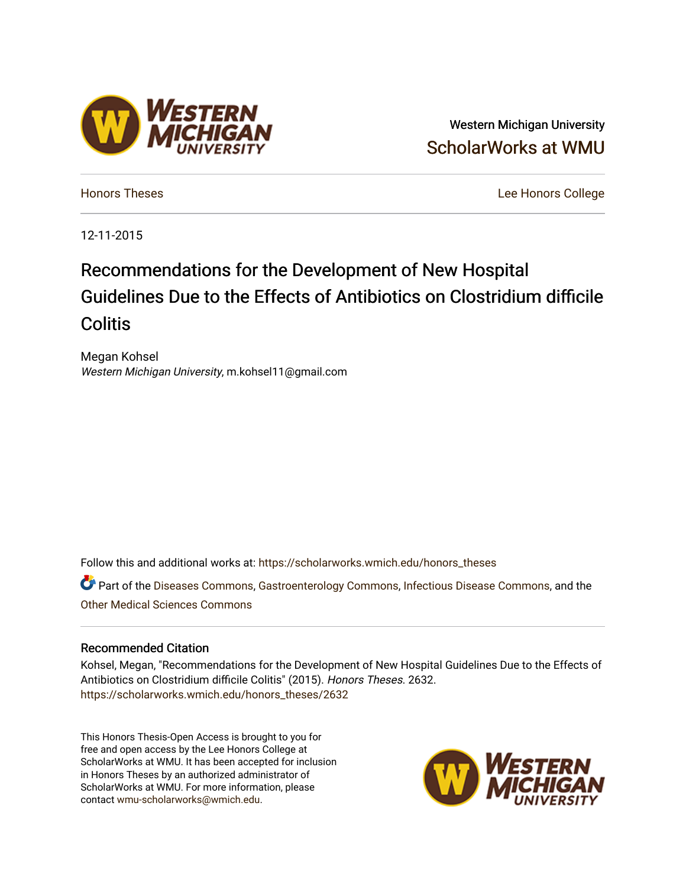Western Michigan University

ScholarWorks at WMU

Honors Theses

Lee Honors College

12-11-2015

# Recommendations for the Development of New Hospital Guidelines Due to the Effects of Antibiotics on Clostridium difficile Colitis

Megan Kohsel

*Western Michigan University*, m.kohsel11@gmail.com

Follow this and additional works at: https://scholarworks.wmich.edu/honors_theses

Part of the Diseases Commons, Gastroenterology Commons, Infectious Disease Commons, and the Other Medical Sciences Commons

## Recommended Citation

Kohsel, Megan, "Recommendations for the Development of New Hospital Guidelines Due to the Effects of Antibiotics on Clostridium difficile Colitis" (2015). *Honors Theses*. 2632.
https://scholarworks.wmich.edu/honors_theses/2632

This Honors Thesis-Open Access is brought to you for free and open access by the Lee Honors College at ScholarWorks at WMU. It has been accepted for inclusion in Honors Theses by an authorized administrator of ScholarWorks at WMU. For more information, please contact wmu-scholarworks@wmich.edu.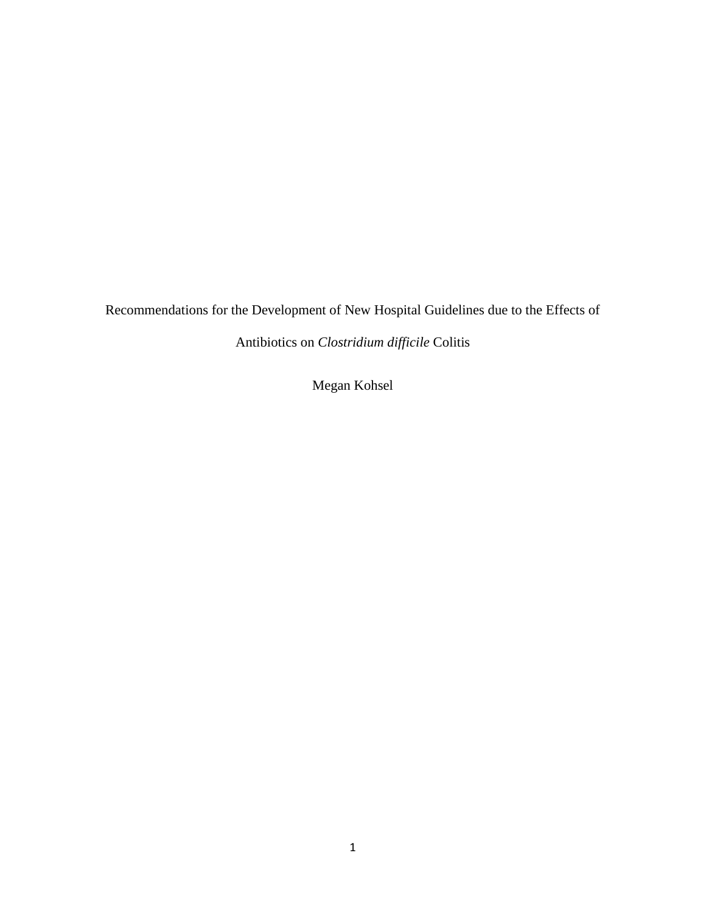# Recommendations for the Development of New Hospital Guidelines due to the Effects of Antibiotics on *Clostridium difficile* Colitis

Megan Kohsel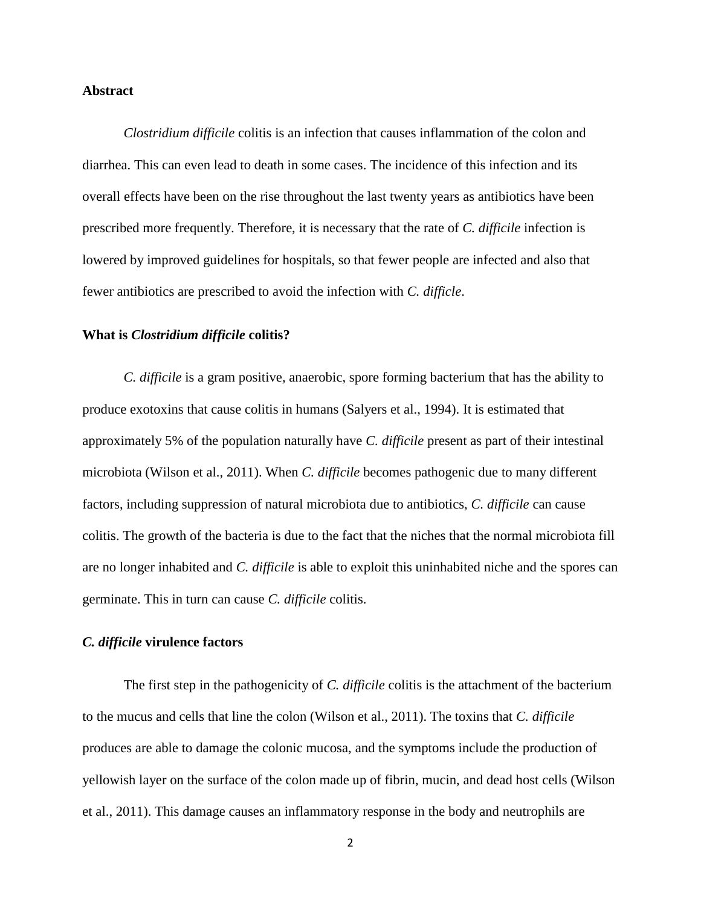## Abstract

*Clostridium difficile* colitis is an infection that causes inflammation of the colon and diarrhea. This can even lead to death in some cases. The incidence of this infection and its overall effects have been on the rise throughout the last twenty years as antibiotics have been prescribed more frequently. Therefore, it is necessary that the rate of *C. difficile* infection is lowered by improved guidelines for hospitals, so that fewer people are infected and also that fewer antibiotics are prescribed to avoid the infection with *C. difficile*.

## What is *Clostridium difficile* colitis?

*C. difficile* is a gram positive, anaerobic, spore forming bacterium that has the ability to produce exotoxins that cause colitis in humans (Salyers et al., 1994). It is estimated that approximately 5% of the population naturally have *C. difficile* present as part of their intestinal microbiota (Wilson et al., 2011). When *C. difficile* becomes pathogenic due to many different factors, including suppression of natural microbiota due to antibiotics, *C. difficile* can cause colitis. The growth of the bacteria is due to the fact that the niches that the normal microbiota fill are no longer inhabited and *C. difficile* is able to exploit this uninhabited niche and the spores can germinate. This in turn can cause *C. difficile* colitis.

### *C. difficile* virulence factors

The first step in the pathogenicity of *C. difficile* colitis is the attachment of the bacterium to the mucus and cells that line the colon (Wilson et al., 2011). The toxins that *C. difficile* produces are able to damage the colonic mucosa, and the symptoms include the production of yellowish layer on the surface of the colon made up of fibrin, mucin, and dead host cells (Wilson et al., 2011). This damage causes an inflammatory response in the body and neutrophils are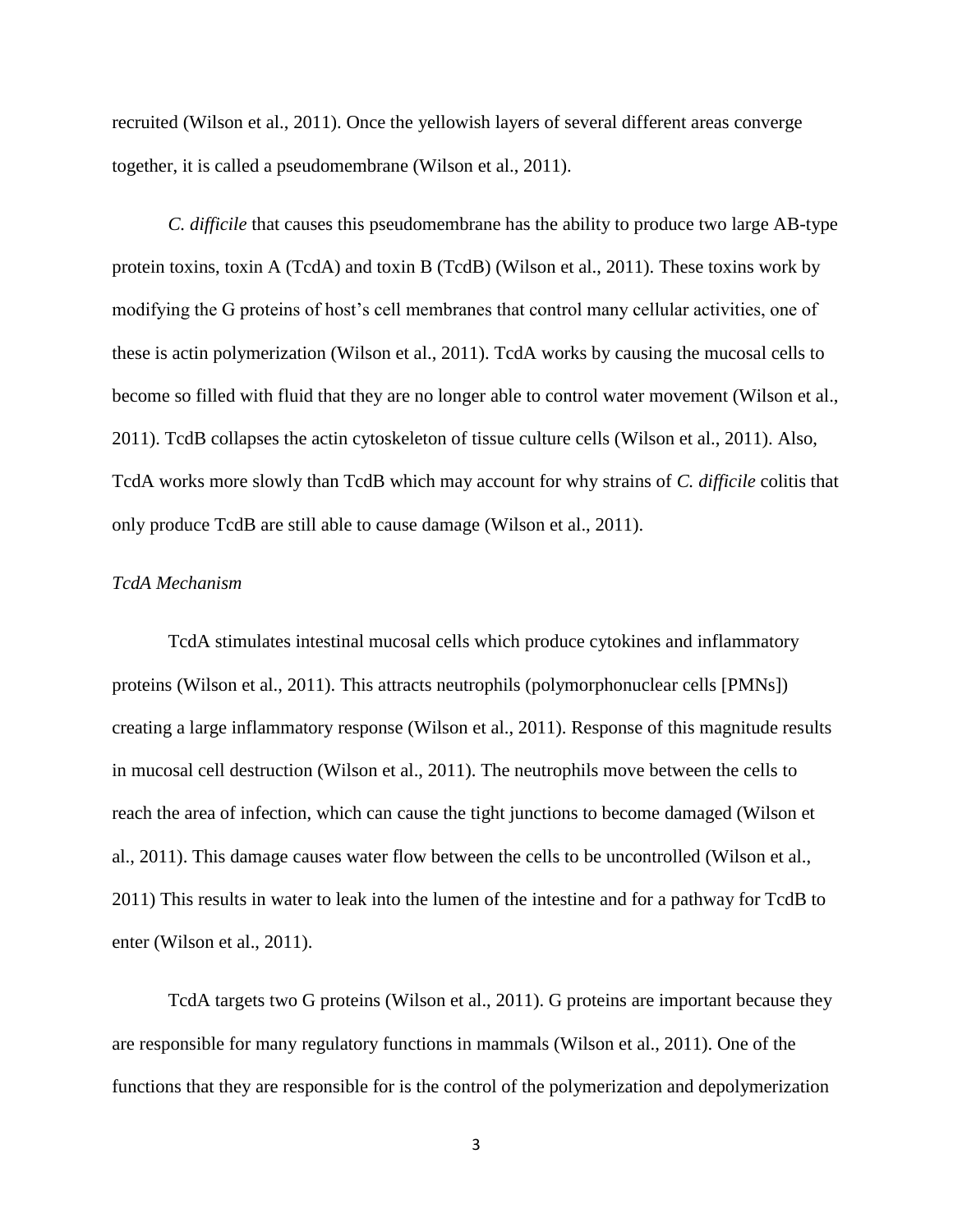recruited (Wilson et al., 2011). Once the yellowish layers of several different areas converge together, it is called a pseudomembrane (Wilson et al., 2011).

*C. difficile* that causes this pseudomembrane has the ability to produce two large AB-type protein toxins, toxin A (TcdA) and toxin B (TcdB) (Wilson et al., 2011). These toxins work by modifying the G proteins of host's cell membranes that control many cellular activities, one of these is actin polymerization (Wilson et al., 2011). TcdA works by causing the mucosal cells to become so filled with fluid that they are no longer able to control water movement (Wilson et al., 2011). TcdB collapses the actin cytoskeleton of tissue culture cells (Wilson et al., 2011). Also, TcdA works more slowly than TcdB which may account for why strains of *C. difficile* colitis that only produce TcdB are still able to cause damage (Wilson et al., 2011).

*TcdA Mechanism*

TcdA stimulates intestinal mucosal cells which produce cytokines and inflammatory proteins (Wilson et al., 2011). This attracts neutrophils (polymorphonuclear cells [PMNs]) creating a large inflammatory response (Wilson et al., 2011). Response of this magnitude results in mucosal cell destruction (Wilson et al., 2011). The neutrophils move between the cells to reach the area of infection, which can cause the tight junctions to become damaged (Wilson et al., 2011). This damage causes water flow between the cells to be uncontrolled (Wilson et al., 2011) This results in water to leak into the lumen of the intestine and for a pathway for TcdB to enter (Wilson et al., 2011).

TcdA targets two G proteins (Wilson et al., 2011). G proteins are important because they are responsible for many regulatory functions in mammals (Wilson et al., 2011). One of the functions that they are responsible for is the control of the polymerization and depolymerization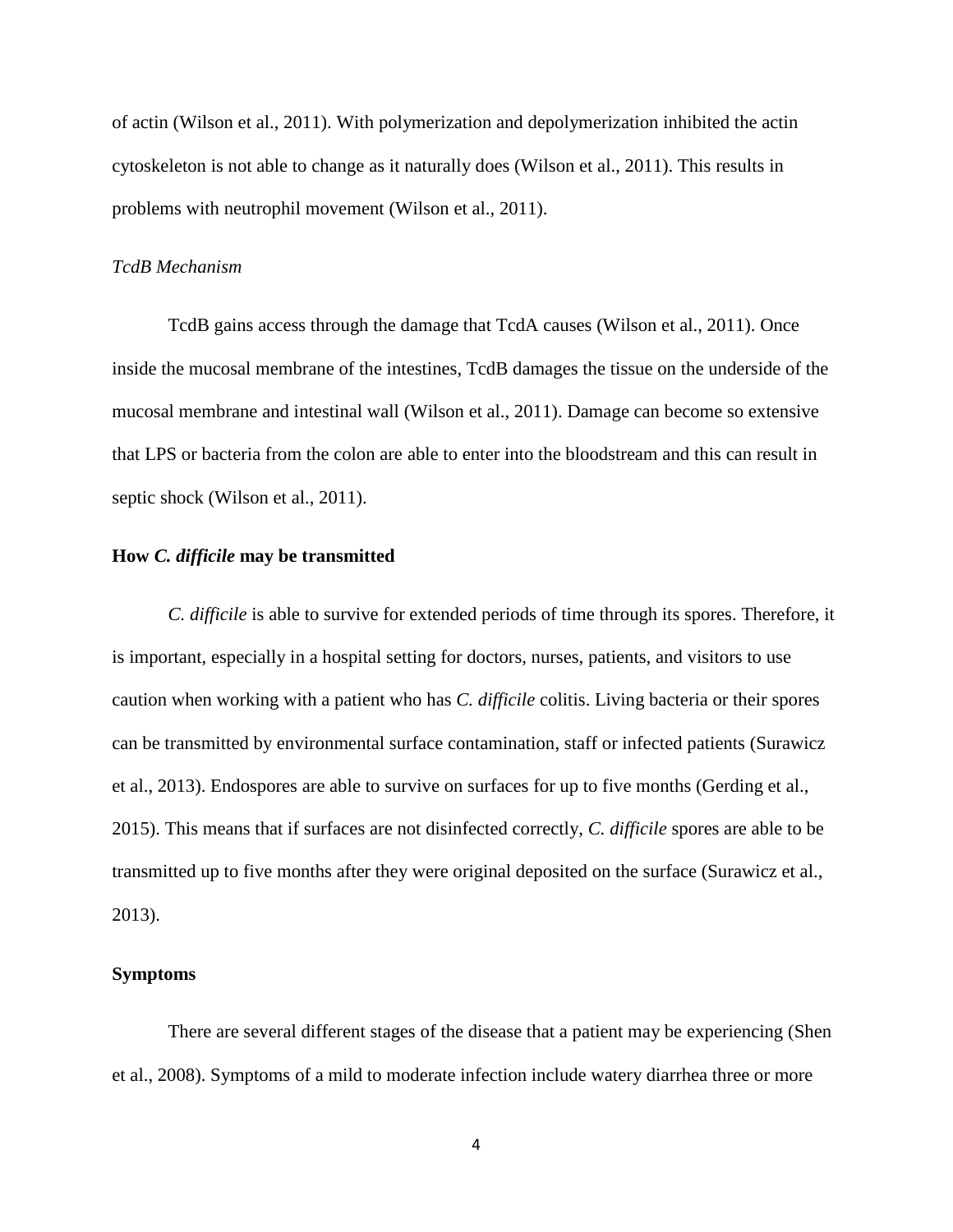of actin (Wilson et al., 2011). With polymerization and depolymerization inhibited the actin cytoskeleton is not able to change as it naturally does (Wilson et al., 2011). This results in problems with neutrophil movement (Wilson et al., 2011).

### *TcdB Mechanism*

TcdB gains access through the damage that TcdA causes (Wilson et al., 2011). Once inside the mucosal membrane of the intestines, TcdB damages the tissue on the underside of the mucosal membrane and intestinal wall (Wilson et al., 2011). Damage can become so extensive that LPS or bacteria from the colon are able to enter into the bloodstream and this can result in septic shock (Wilson et al., 2011).

## How *C. difficile* may be transmitted

*C. difficile* is able to survive for extended periods of time through its spores. Therefore, it is important, especially in a hospital setting for doctors, nurses, patients, and visitors to use caution when working with a patient who has *C. difficile* colitis. Living bacteria or their spores can be transmitted by environmental surface contamination, staff or infected patients (Surawicz et al., 2013). Endospores are able to survive on surfaces for up to five months (Gerding et al., 2015). This means that if surfaces are not disinfected correctly, *C. difficile* spores are able to be transmitted up to five months after they were original deposited on the surface (Surawicz et al., 2013).

## Symptoms

There are several different stages of the disease that a patient may be experiencing (Shen et al., 2008). Symptoms of a mild to moderate infection include watery diarrhea three or more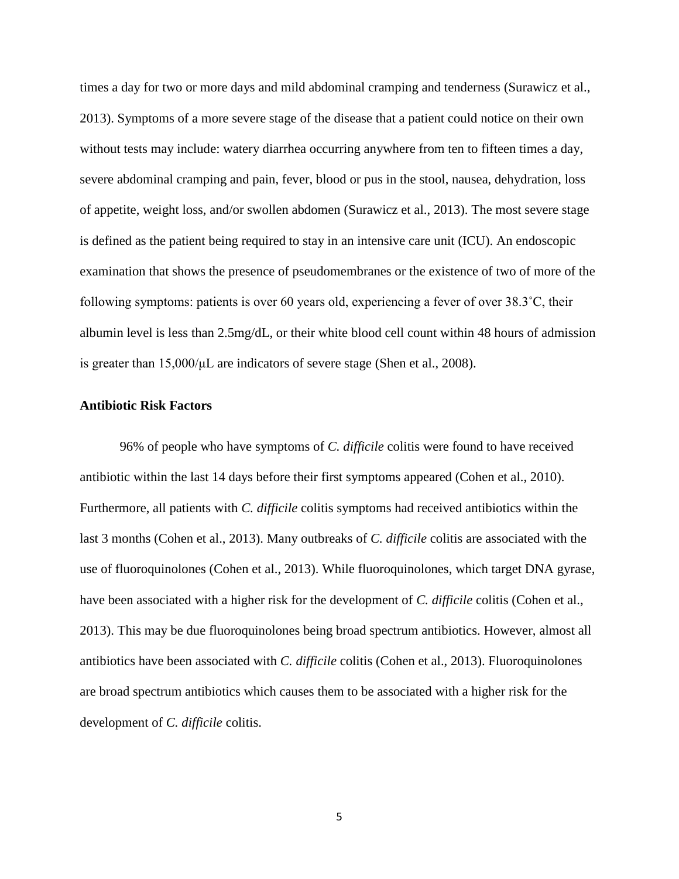times a day for two or more days and mild abdominal cramping and tenderness (Surawicz et al., 2013). Symptoms of a more severe stage of the disease that a patient could notice on their own without tests may include: watery diarrhea occurring anywhere from ten to fifteen times a day, severe abdominal cramping and pain, fever, blood or pus in the stool, nausea, dehydration, loss of appetite, weight loss, and/or swollen abdomen (Surawicz et al., 2013). The most severe stage is defined as the patient being required to stay in an intensive care unit (ICU). An endoscopic examination that shows the presence of pseudomembranes or the existence of two of more of the following symptoms: patients is over 60 years old, experiencing a fever of over 38.3˚C, their albumin level is less than 2.5mg/dL, or their white blood cell count within 48 hours of admission is greater than 15,000/μL are indicators of severe stage (Shen et al., 2008).

**Antibiotic Risk Factors**

96% of people who have symptoms of *C. difficile* colitis were found to have received antibiotic within the last 14 days before their first symptoms appeared (Cohen et al., 2010). Furthermore, all patients with *C. difficile* colitis symptoms had received antibiotics within the last 3 months (Cohen et al., 2013). Many outbreaks of *C. difficile* colitis are associated with the use of fluoroquinolones (Cohen et al., 2013). While fluoroquinolones, which target DNA gyrase, have been associated with a higher risk for the development of *C. difficile* colitis (Cohen et al., 2013). This may be due fluoroquinolones being broad spectrum antibiotics. However, almost all antibiotics have been associated with *C. difficile* colitis (Cohen et al., 2013). Fluoroquinolones are broad spectrum antibiotics which causes them to be associated with a higher risk for the development of *C. difficile* colitis.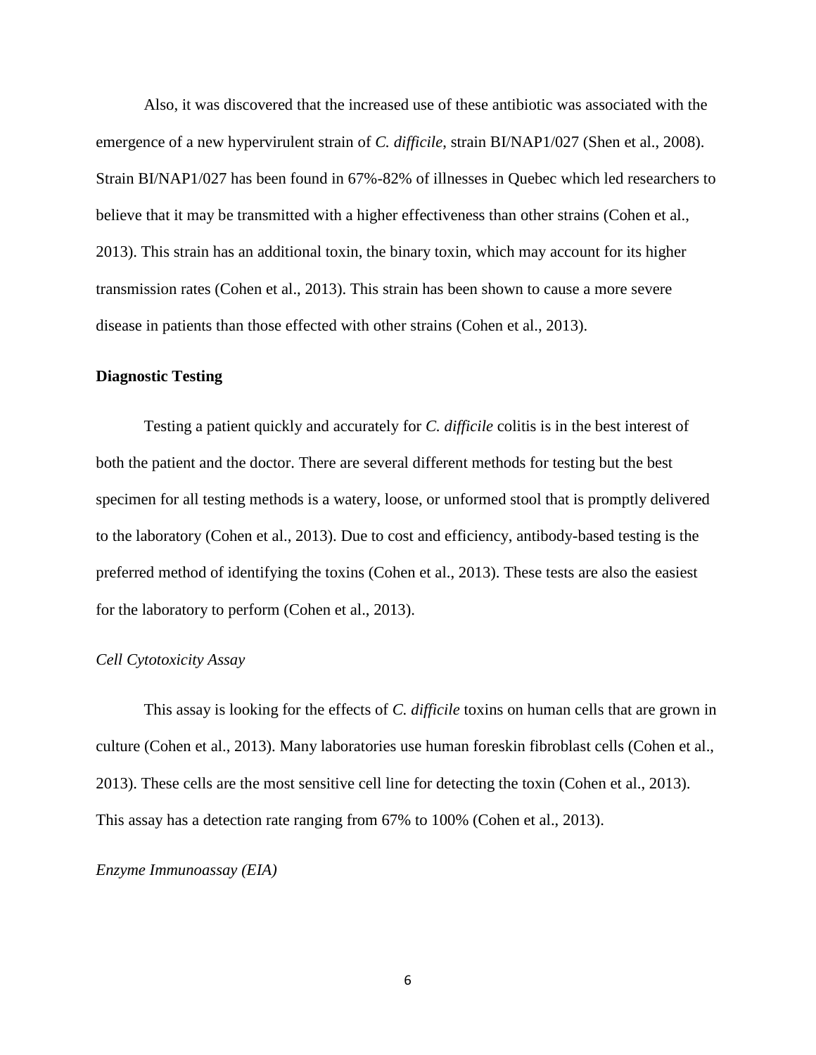Also, it was discovered that the increased use of these antibiotic was associated with the emergence of a new hypervirulent strain of *C. difficile*, strain BI/NAP1/027 (Shen et al., 2008). Strain BI/NAP1/027 has been found in 67%-82% of illnesses in Quebec which led researchers to believe that it may be transmitted with a higher effectiveness than other strains (Cohen et al., 2013). This strain has an additional toxin, the binary toxin, which may account for its higher transmission rates (Cohen et al., 2013). This strain has been shown to cause a more severe disease in patients than those effected with other strains (Cohen et al., 2013).

## Diagnostic Testing

Testing a patient quickly and accurately for *C. difficile* colitis is in the best interest of both the patient and the doctor. There are several different methods for testing but the best specimen for all testing methods is a watery, loose, or unformed stool that is promptly delivered to the laboratory (Cohen et al., 2013). Due to cost and efficiency, antibody-based testing is the preferred method of identifying the toxins (Cohen et al., 2013). These tests are also the easiest for the laboratory to perform (Cohen et al., 2013).

### *Cell Cytotoxicity Assay*

This assay is looking for the effects of *C. difficile* toxins on human cells that are grown in culture (Cohen et al., 2013). Many laboratories use human foreskin fibroblast cells (Cohen et al., 2013). These cells are the most sensitive cell line for detecting the toxin (Cohen et al., 2013). This assay has a detection rate ranging from 67% to 100% (Cohen et al., 2013).

### *Enzyme Immunoassay (EIA)*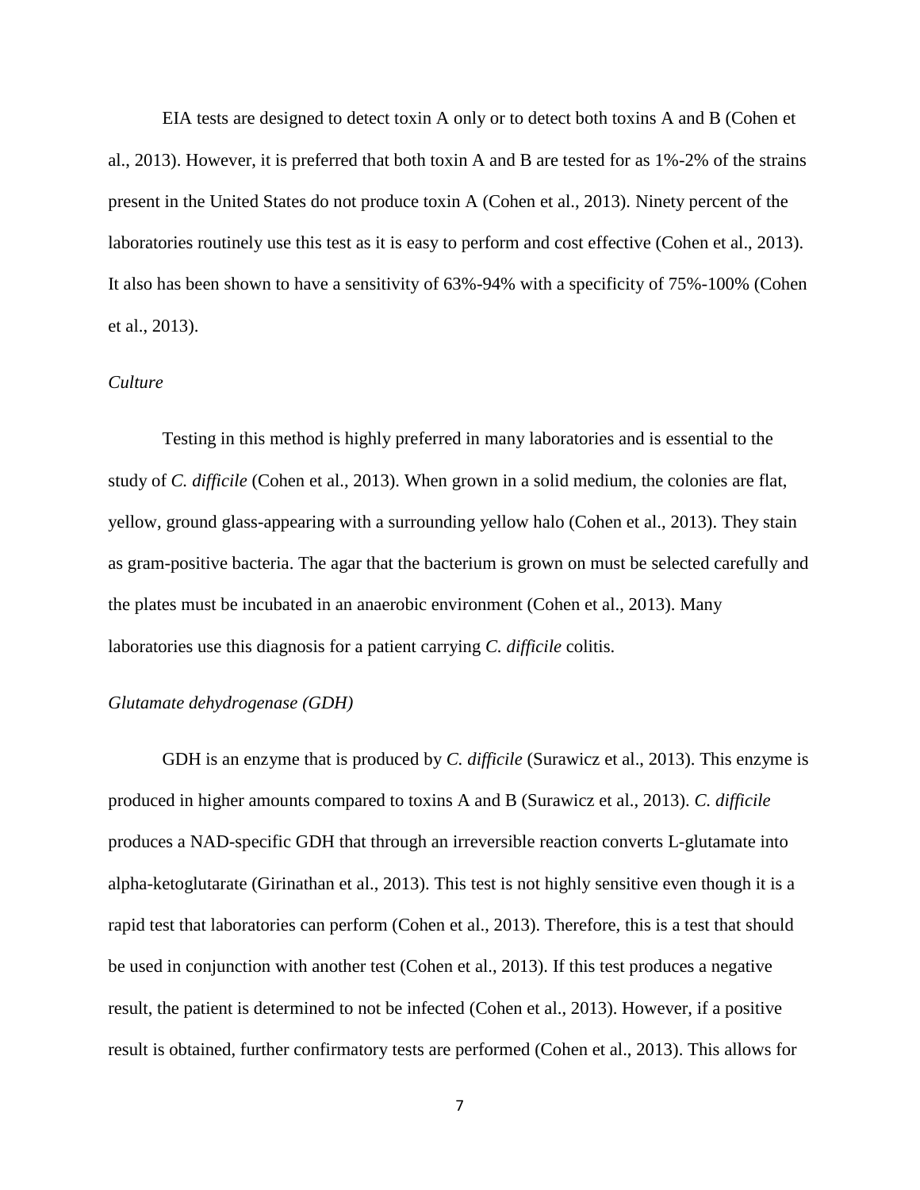EIA tests are designed to detect toxin A only or to detect both toxins A and B (Cohen et al., 2013). However, it is preferred that both toxin A and B are tested for as 1%-2% of the strains present in the United States do not produce toxin A (Cohen et al., 2013). Ninety percent of the laboratories routinely use this test as it is easy to perform and cost effective (Cohen et al., 2013). It also has been shown to have a sensitivity of 63%-94% with a specificity of 75%-100% (Cohen et al., 2013).

*Culture*

Testing in this method is highly preferred in many laboratories and is essential to the study of *C. difficile* (Cohen et al., 2013). When grown in a solid medium, the colonies are flat, yellow, ground glass-appearing with a surrounding yellow halo (Cohen et al., 2013). They stain as gram-positive bacteria. The agar that the bacterium is grown on must be selected carefully and the plates must be incubated in an anaerobic environment (Cohen et al., 2013). Many laboratories use this diagnosis for a patient carrying *C. difficile* colitis.

*Glutamate dehydrogenase (GDH)*

GDH is an enzyme that is produced by *C. difficile* (Surawicz et al., 2013). This enzyme is produced in higher amounts compared to toxins A and B (Surawicz et al., 2013). *C. difficile* produces a NAD-specific GDH that through an irreversible reaction converts L-glutamate into alpha-ketoglutarate (Girinathan et al., 2013). This test is not highly sensitive even though it is a rapid test that laboratories can perform (Cohen et al., 2013). Therefore, this is a test that should be used in conjunction with another test (Cohen et al., 2013). If this test produces a negative result, the patient is determined to not be infected (Cohen et al., 2013). However, if a positive result is obtained, further confirmatory tests are performed (Cohen et al., 2013). This allows for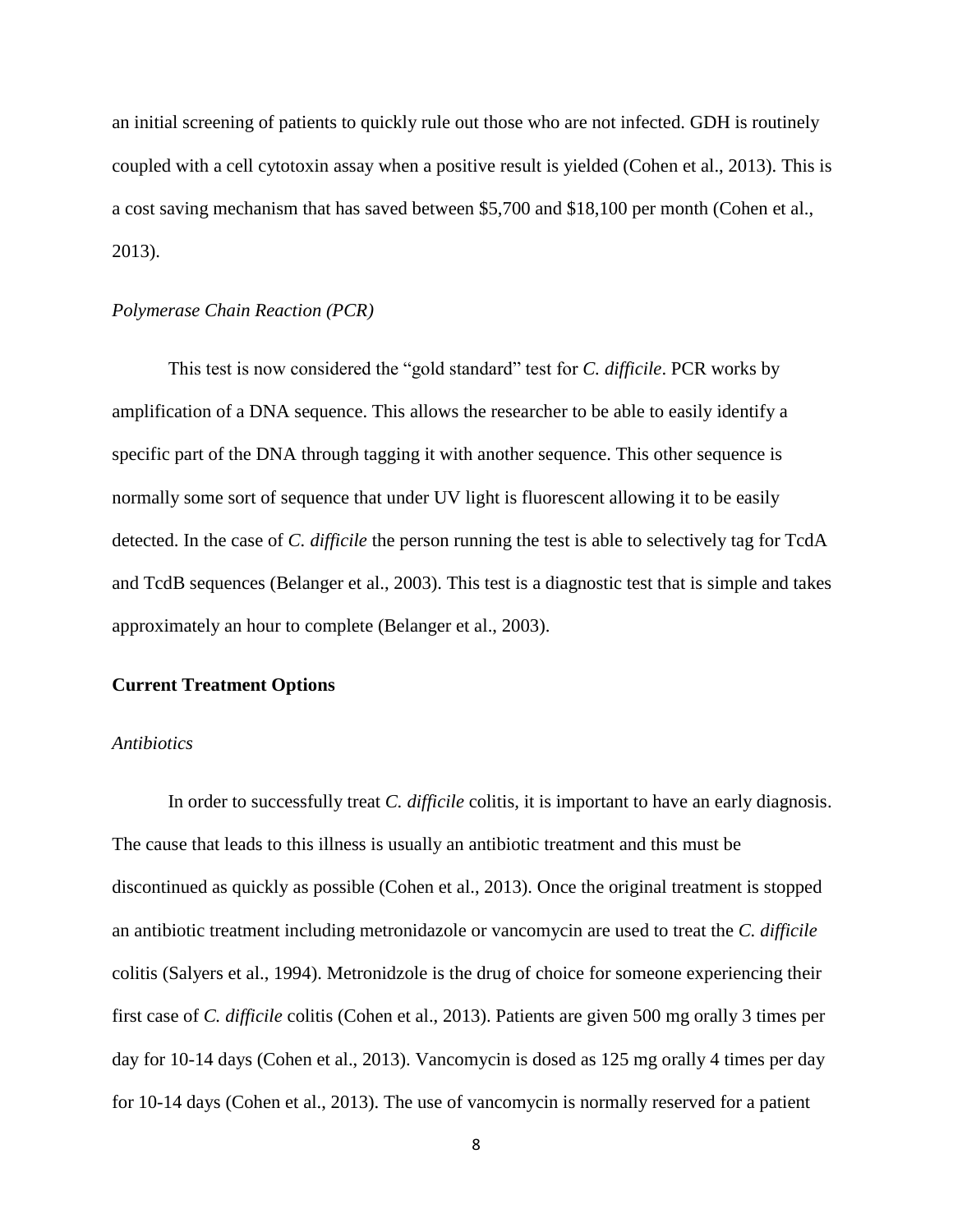an initial screening of patients to quickly rule out those who are not infected. GDH is routinely coupled with a cell cytotoxin assay when a positive result is yielded (Cohen et al., 2013). This is a cost saving mechanism that has saved between $5,700 and $18,100 per month (Cohen et al., 2013).

### *Polymerase Chain Reaction (PCR)*

This test is now considered the "gold standard" test for *C. difficile*. PCR works by amplification of a DNA sequence. This allows the researcher to be able to easily identify a specific part of the DNA through tagging it with another sequence. This other sequence is normally some sort of sequence that under UV light is fluorescent allowing it to be easily detected. In the case of *C. difficile* the person running the test is able to selectively tag for TcdA and TcdB sequences (Belanger et al., 2003). This test is a diagnostic test that is simple and takes approximately an hour to complete (Belanger et al., 2003).

## **Current Treatment Options**

### *Antibiotics*

In order to successfully treat *C. difficile* colitis, it is important to have an early diagnosis. The cause that leads to this illness is usually an antibiotic treatment and this must be discontinued as quickly as possible (Cohen et al., 2013). Once the original treatment is stopped an antibiotic treatment including metronidazole or vancomycin are used to treat the *C. difficile* colitis (Salyers et al., 1994). Metronidzole is the drug of choice for someone experiencing their first case of *C. difficile* colitis (Cohen et al., 2013). Patients are given 500 mg orally 3 times per day for 10-14 days (Cohen et al., 2013). Vancomycin is dosed as 125 mg orally 4 times per day for 10-14 days (Cohen et al., 2013). The use of vancomycin is normally reserved for a patient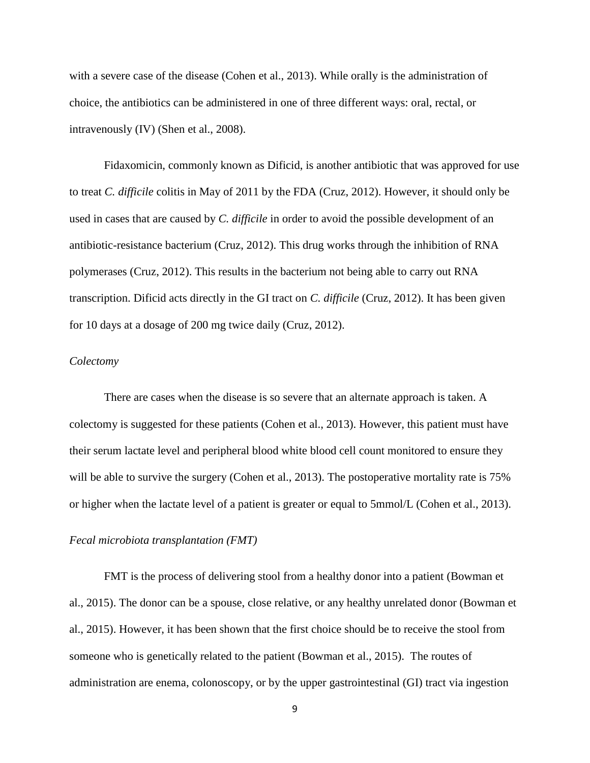with a severe case of the disease (Cohen et al., 2013). While orally is the administration of choice, the antibiotics can be administered in one of three different ways: oral, rectal, or intravenously (IV) (Shen et al., 2008).

Fidaxomicin, commonly known as Dificid, is another antibiotic that was approved for use to treat *C. difficile* colitis in May of 2011 by the FDA (Cruz, 2012). However, it should only be used in cases that are caused by *C. difficile* in order to avoid the possible development of an antibiotic-resistance bacterium (Cruz, 2012). This drug works through the inhibition of RNA polymerases (Cruz, 2012). This results in the bacterium not being able to carry out RNA transcription. Dificid acts directly in the GI tract on *C. difficile* (Cruz, 2012). It has been given for 10 days at a dosage of 200 mg twice daily (Cruz, 2012).

### *Colectomy*

There are cases when the disease is so severe that an alternate approach is taken. A colectomy is suggested for these patients (Cohen et al., 2013). However, this patient must have their serum lactate level and peripheral blood white blood cell count monitored to ensure they will be able to survive the surgery (Cohen et al., 2013). The postoperative mortality rate is 75% or higher when the lactate level of a patient is greater or equal to 5mmol/L (Cohen et al., 2013).

### *Fecal microbiota transplantation (FMT)*

FMT is the process of delivering stool from a healthy donor into a patient (Bowman et al., 2015). The donor can be a spouse, close relative, or any healthy unrelated donor (Bowman et al., 2015). However, it has been shown that the first choice should be to receive the stool from someone who is genetically related to the patient (Bowman et al., 2015). The routes of administration are enema, colonoscopy, or by the upper gastrointestinal (GI) tract via ingestion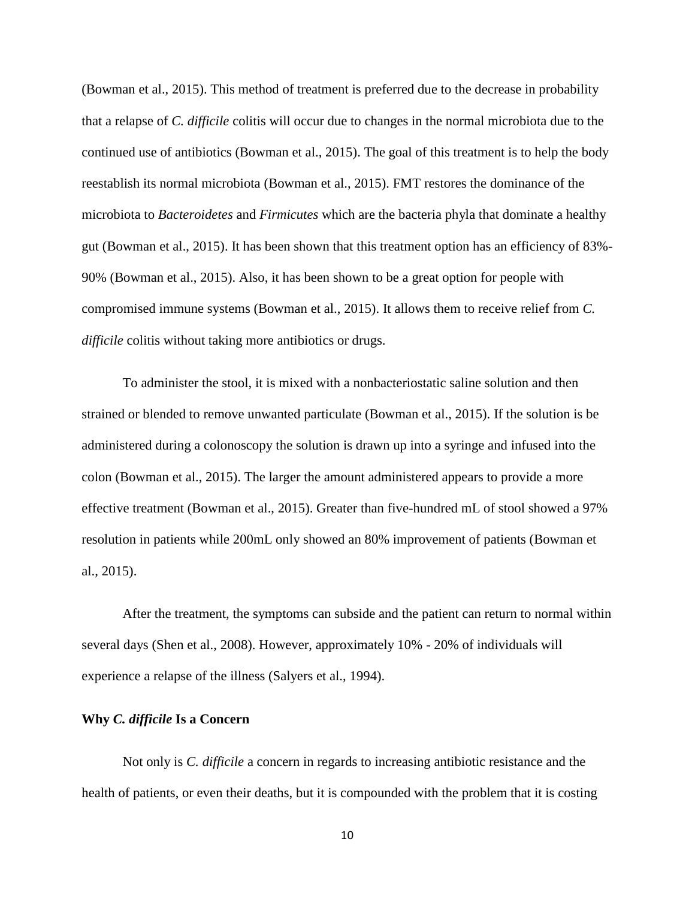(Bowman et al., 2015). This method of treatment is preferred due to the decrease in probability that a relapse of *C. difficile* colitis will occur due to changes in the normal microbiota due to the continued use of antibiotics (Bowman et al., 2015). The goal of this treatment is to help the body reestablish its normal microbiota (Bowman et al., 2015). FMT restores the dominance of the microbiota to *Bacteroidetes* and *Firmicutes* which are the bacteria phyla that dominate a healthy gut (Bowman et al., 2015). It has been shown that this treatment option has an efficiency of 83%-90% (Bowman et al., 2015). Also, it has been shown to be a great option for people with compromised immune systems (Bowman et al., 2015). It allows them to receive relief from *C. difficile* colitis without taking more antibiotics or drugs.

To administer the stool, it is mixed with a nonbacteriostatic saline solution and then strained or blended to remove unwanted particulate (Bowman et al., 2015). If the solution is be administered during a colonoscopy the solution is drawn up into a syringe and infused into the colon (Bowman et al., 2015). The larger the amount administered appears to provide a more effective treatment (Bowman et al., 2015). Greater than five-hundred mL of stool showed a 97% resolution in patients while 200mL only showed an 80% improvement of patients (Bowman et al., 2015).

After the treatment, the symptoms can subside and the patient can return to normal within several days (Shen et al., 2008). However, approximately 10% - 20% of individuals will experience a relapse of the illness (Salyers et al., 1994).

## Why *C. difficile* Is a Concern

Not only is *C. difficile* a concern in regards to increasing antibiotic resistance and the health of patients, or even their deaths, but it is compounded with the problem that it is costing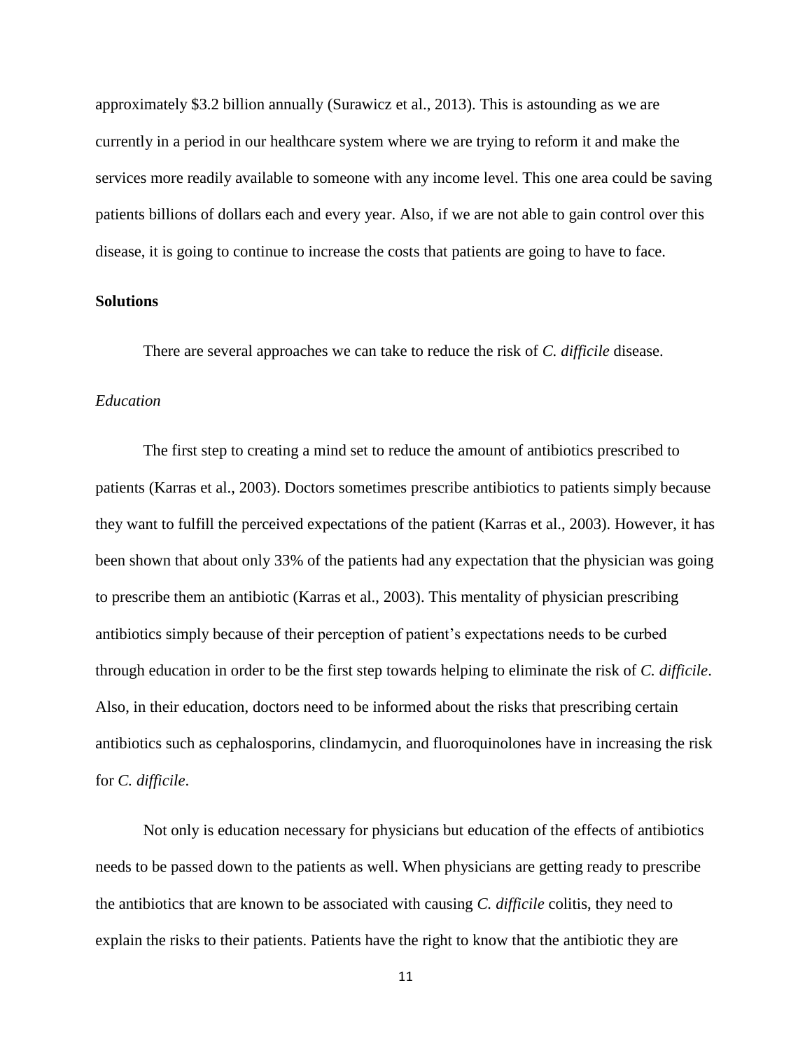approximately $3.2 billion annually (Surawicz et al., 2013). This is astounding as we are currently in a period in our healthcare system where we are trying to reform it and make the services more readily available to someone with any income level. This one area could be saving patients billions of dollars each and every year. Also, if we are not able to gain control over this disease, it is going to continue to increase the costs that patients are going to have to face.

## Solutions

There are several approaches we can take to reduce the risk of *C. difficile* disease.

### *Education*

The first step to creating a mind set to reduce the amount of antibiotics prescribed to patients (Karras et al., 2003). Doctors sometimes prescribe antibiotics to patients simply because they want to fulfill the perceived expectations of the patient (Karras et al., 2003). However, it has been shown that about only 33% of the patients had any expectation that the physician was going to prescribe them an antibiotic (Karras et al., 2003). This mentality of physician prescribing antibiotics simply because of their perception of patient's expectations needs to be curbed through education in order to be the first step towards helping to eliminate the risk of *C. difficile*. Also, in their education, doctors need to be informed about the risks that prescribing certain antibiotics such as cephalosporins, clindamycin, and fluoroquinolones have in increasing the risk for *C. difficile*.

Not only is education necessary for physicians but education of the effects of antibiotics needs to be passed down to the patients as well. When physicians are getting ready to prescribe the antibiotics that are known to be associated with causing *C. difficile* colitis, they need to explain the risks to their patients. Patients have the right to know that the antibiotic they are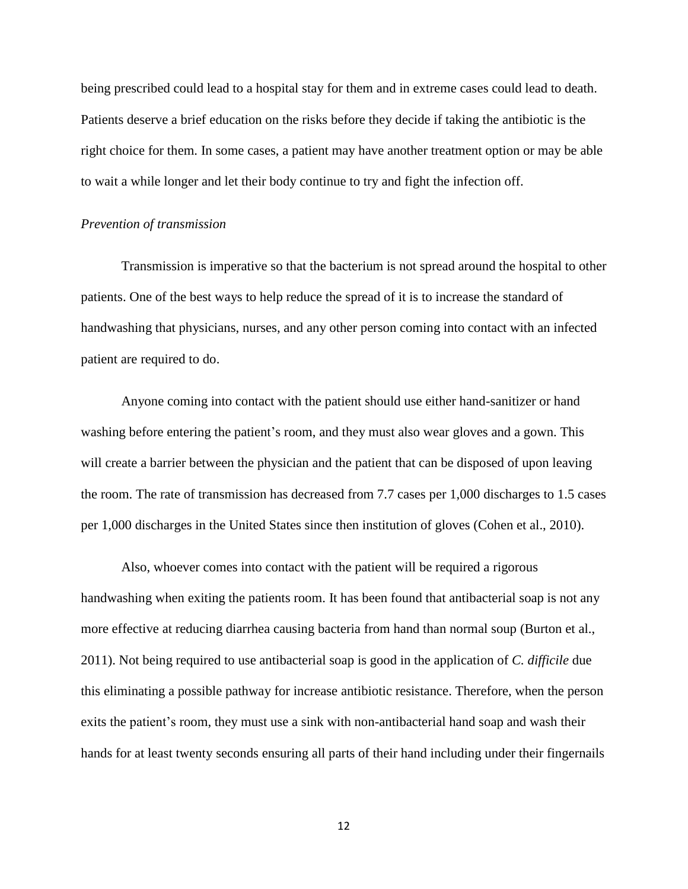being prescribed could lead to a hospital stay for them and in extreme cases could lead to death. Patients deserve a brief education on the risks before they decide if taking the antibiotic is the right choice for them. In some cases, a patient may have another treatment option or may be able to wait a while longer and let their body continue to try and fight the infection off.

*Prevention of transmission*

Transmission is imperative so that the bacterium is not spread around the hospital to other patients. One of the best ways to help reduce the spread of it is to increase the standard of handwashing that physicians, nurses, and any other person coming into contact with an infected patient are required to do.

Anyone coming into contact with the patient should use either hand-sanitizer or hand washing before entering the patient's room, and they must also wear gloves and a gown. This will create a barrier between the physician and the patient that can be disposed of upon leaving the room. The rate of transmission has decreased from 7.7 cases per 1,000 discharges to 1.5 cases per 1,000 discharges in the United States since then institution of gloves (Cohen et al., 2010).

Also, whoever comes into contact with the patient will be required a rigorous handwashing when exiting the patients room. It has been found that antibacterial soap is not any more effective at reducing diarrhea causing bacteria from hand than normal soup (Burton et al., 2011). Not being required to use antibacterial soap is good in the application of *C. difficile* due this eliminating a possible pathway for increase antibiotic resistance. Therefore, when the person exits the patient's room, they must use a sink with non-antibacterial hand soap and wash their hands for at least twenty seconds ensuring all parts of their hand including under their fingernails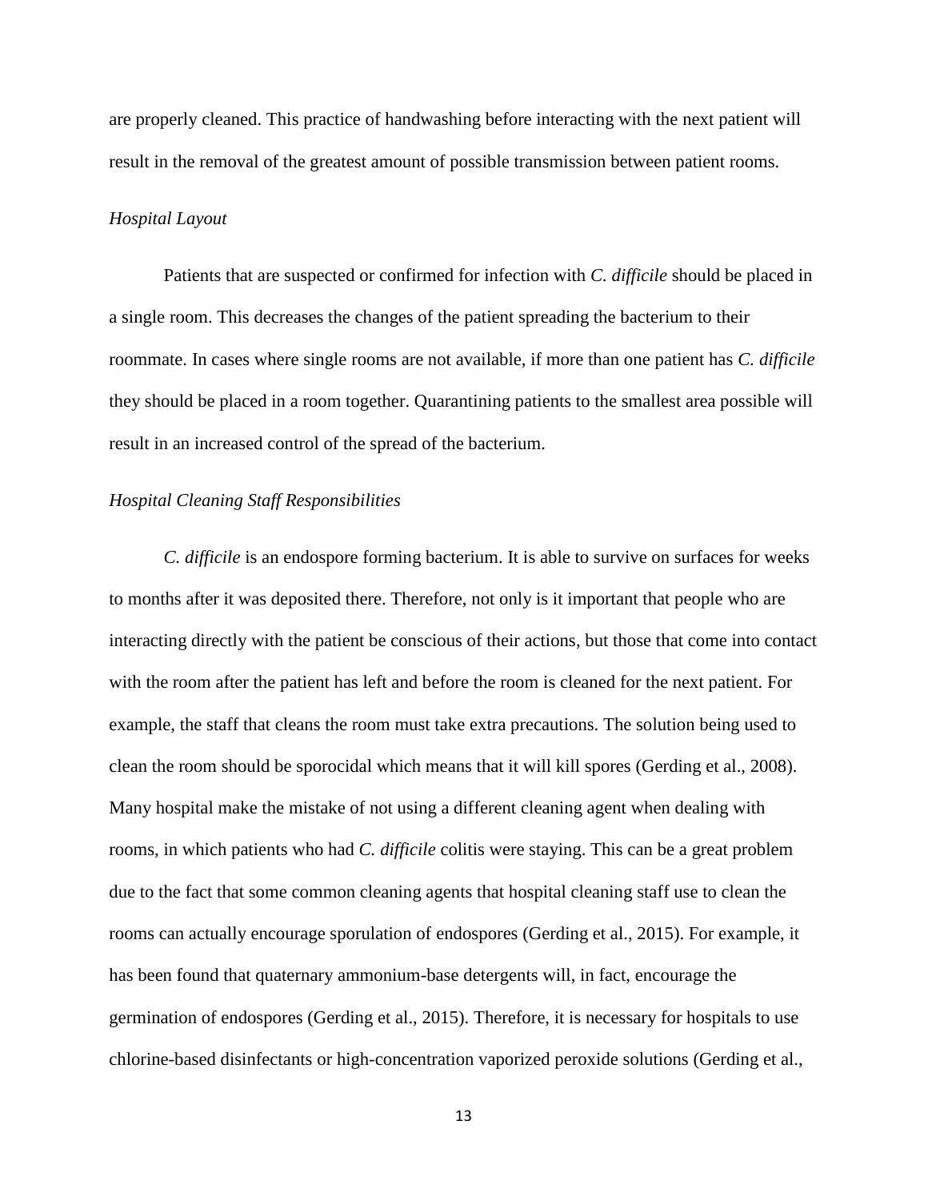are properly cleaned. This practice of handwashing before interacting with the next patient will result in the removal of the greatest amount of possible transmission between patient rooms.

### *Hospital Layout*

Patients that are suspected or confirmed for infection with *C. difficile* should be placed in a single room. This decreases the changes of the patient spreading the bacterium to their roommate. In cases where single rooms are not available, if more than one patient has *C. difficile* they should be placed in a room together. Quarantining patients to the smallest area possible will result in an increased control of the spread of the bacterium.

### *Hospital Cleaning Staff Responsibilities*

*C. difficile* is an endospore forming bacterium. It is able to survive on surfaces for weeks to months after it was deposited there. Therefore, not only is it important that people who are interacting directly with the patient be conscious of their actions, but those that come into contact with the room after the patient has left and before the room is cleaned for the next patient. For example, the staff that cleans the room must take extra precautions. The solution being used to clean the room should be sporocidal which means that it will kill spores (Gerding et al., 2008). Many hospital make the mistake of not using a different cleaning agent when dealing with rooms, in which patients who had *C. difficile* colitis were staying. This can be a great problem due to the fact that some common cleaning agents that hospital cleaning staff use to clean the rooms can actually encourage sporulation of endospores (Gerding et al., 2015). For example, it has been found that quaternary ammonium-base detergents will, in fact, encourage the germination of endospores (Gerding et al., 2015). Therefore, it is necessary for hospitals to use chlorine-based disinfectants or high-concentration vaporized peroxide solutions (Gerding et al.,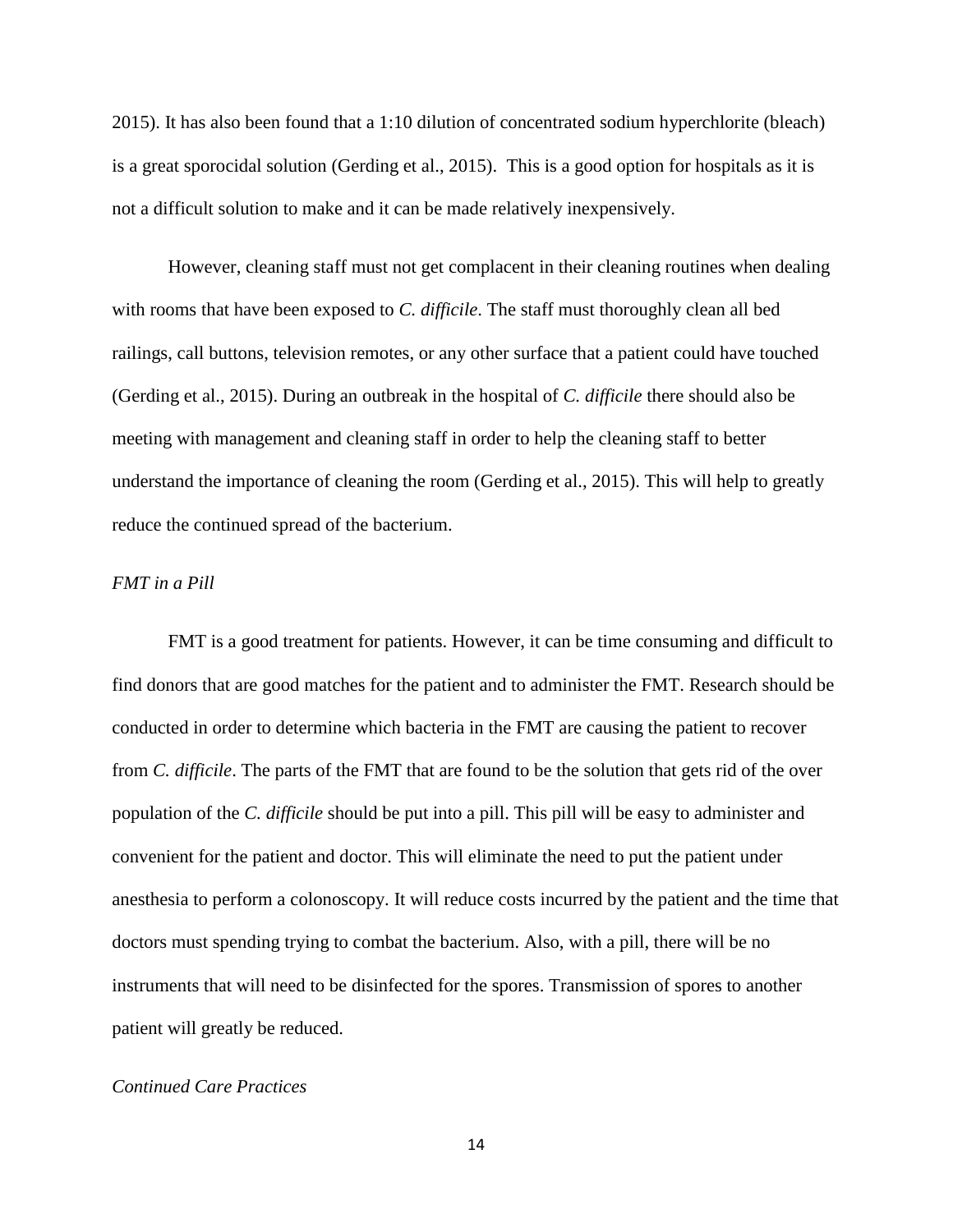2015). It has also been found that a 1:10 dilution of concentrated sodium hyperchlorite (bleach) is a great sporocidal solution (Gerding et al., 2015). This is a good option for hospitals as it is not a difficult solution to make and it can be made relatively inexpensively.

However, cleaning staff must not get complacent in their cleaning routines when dealing with rooms that have been exposed to *C. difficile*. The staff must thoroughly clean all bed railings, call buttons, television remotes, or any other surface that a patient could have touched (Gerding et al., 2015). During an outbreak in the hospital of *C. difficile* there should also be meeting with management and cleaning staff in order to help the cleaning staff to better understand the importance of cleaning the room (Gerding et al., 2015). This will help to greatly reduce the continued spread of the bacterium.

*FMT in a Pill*

FMT is a good treatment for patients. However, it can be time consuming and difficult to find donors that are good matches for the patient and to administer the FMT. Research should be conducted in order to determine which bacteria in the FMT are causing the patient to recover from *C. difficile*. The parts of the FMT that are found to be the solution that gets rid of the over population of the *C. difficile* should be put into a pill. This pill will be easy to administer and convenient for the patient and doctor. This will eliminate the need to put the patient under anesthesia to perform a colonoscopy. It will reduce costs incurred by the patient and the time that doctors must spending trying to combat the bacterium. Also, with a pill, there will be no instruments that will need to be disinfected for the spores. Transmission of spores to another patient will greatly be reduced.

*Continued Care Practices*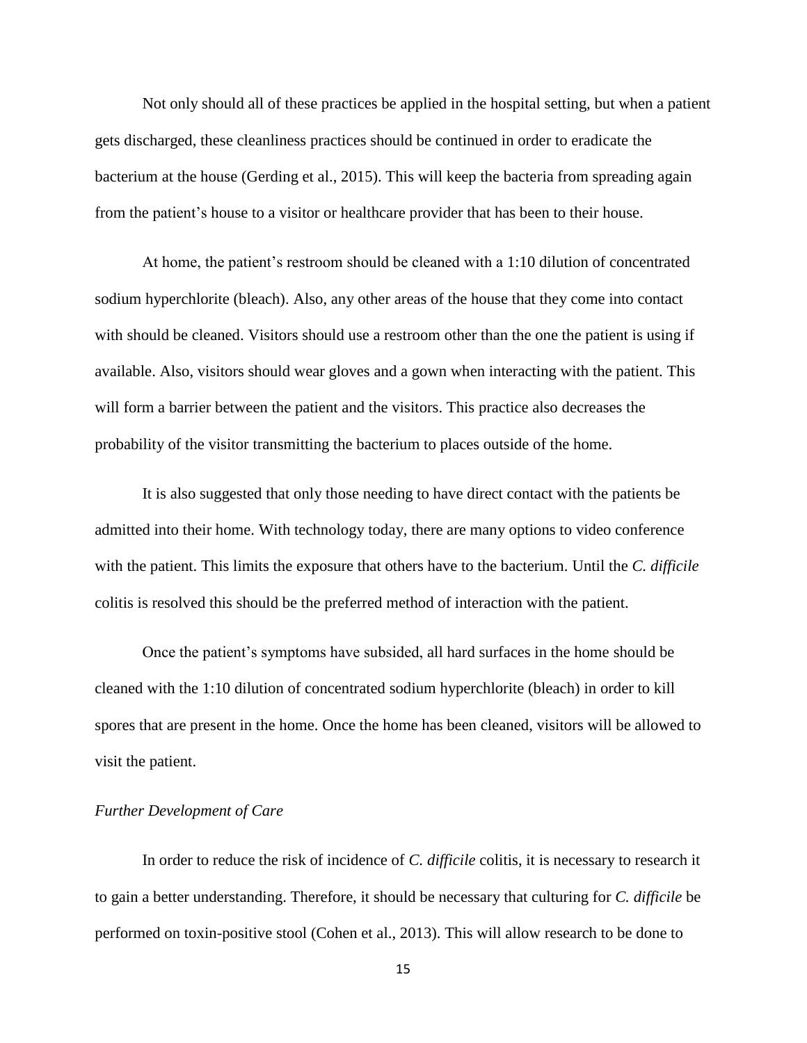Not only should all of these practices be applied in the hospital setting, but when a patient gets discharged, these cleanliness practices should be continued in order to eradicate the bacterium at the house (Gerding et al., 2015). This will keep the bacteria from spreading again from the patient's house to a visitor or healthcare provider that has been to their house.

At home, the patient's restroom should be cleaned with a 1:10 dilution of concentrated sodium hyperchlorite (bleach). Also, any other areas of the house that they come into contact with should be cleaned. Visitors should use a restroom other than the one the patient is using if available. Also, visitors should wear gloves and a gown when interacting with the patient. This will form a barrier between the patient and the visitors. This practice also decreases the probability of the visitor transmitting the bacterium to places outside of the home.

It is also suggested that only those needing to have direct contact with the patients be admitted into their home. With technology today, there are many options to video conference with the patient. This limits the exposure that others have to the bacterium. Until the *C. difficile* colitis is resolved this should be the preferred method of interaction with the patient.

Once the patient's symptoms have subsided, all hard surfaces in the home should be cleaned with the 1:10 dilution of concentrated sodium hyperchlorite (bleach) in order to kill spores that are present in the home. Once the home has been cleaned, visitors will be allowed to visit the patient.

*Further Development of Care*

In order to reduce the risk of incidence of *C. difficile* colitis, it is necessary to research it to gain a better understanding. Therefore, it should be necessary that culturing for *C. difficile* be performed on toxin-positive stool (Cohen et al., 2013). This will allow research to be done to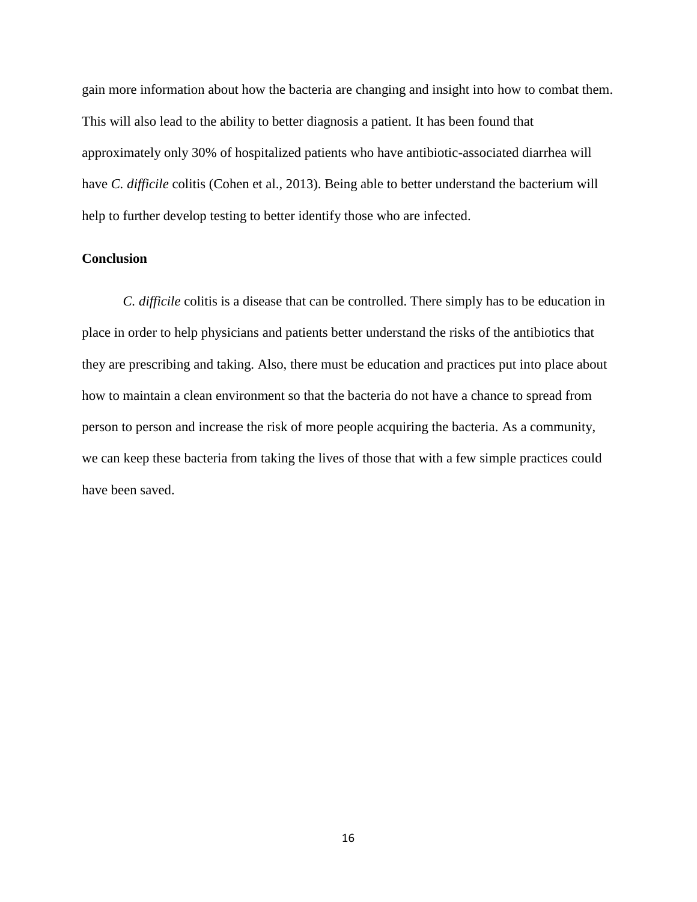gain more information about how the bacteria are changing and insight into how to combat them. This will also lead to the ability to better diagnosis a patient. It has been found that approximately only 30% of hospitalized patients who have antibiotic-associated diarrhea will have *C. difficile* colitis (Cohen et al., 2013). Being able to better understand the bacterium will help to further develop testing to better identify those who are infected.

**Conclusion**

*C. difficile* colitis is a disease that can be controlled. There simply has to be education in place in order to help physicians and patients better understand the risks of the antibiotics that they are prescribing and taking. Also, there must be education and practices put into place about how to maintain a clean environment so that the bacteria do not have a chance to spread from person to person and increase the risk of more people acquiring the bacteria. As a community, we can keep these bacteria from taking the lives of those that with a few simple practices could have been saved.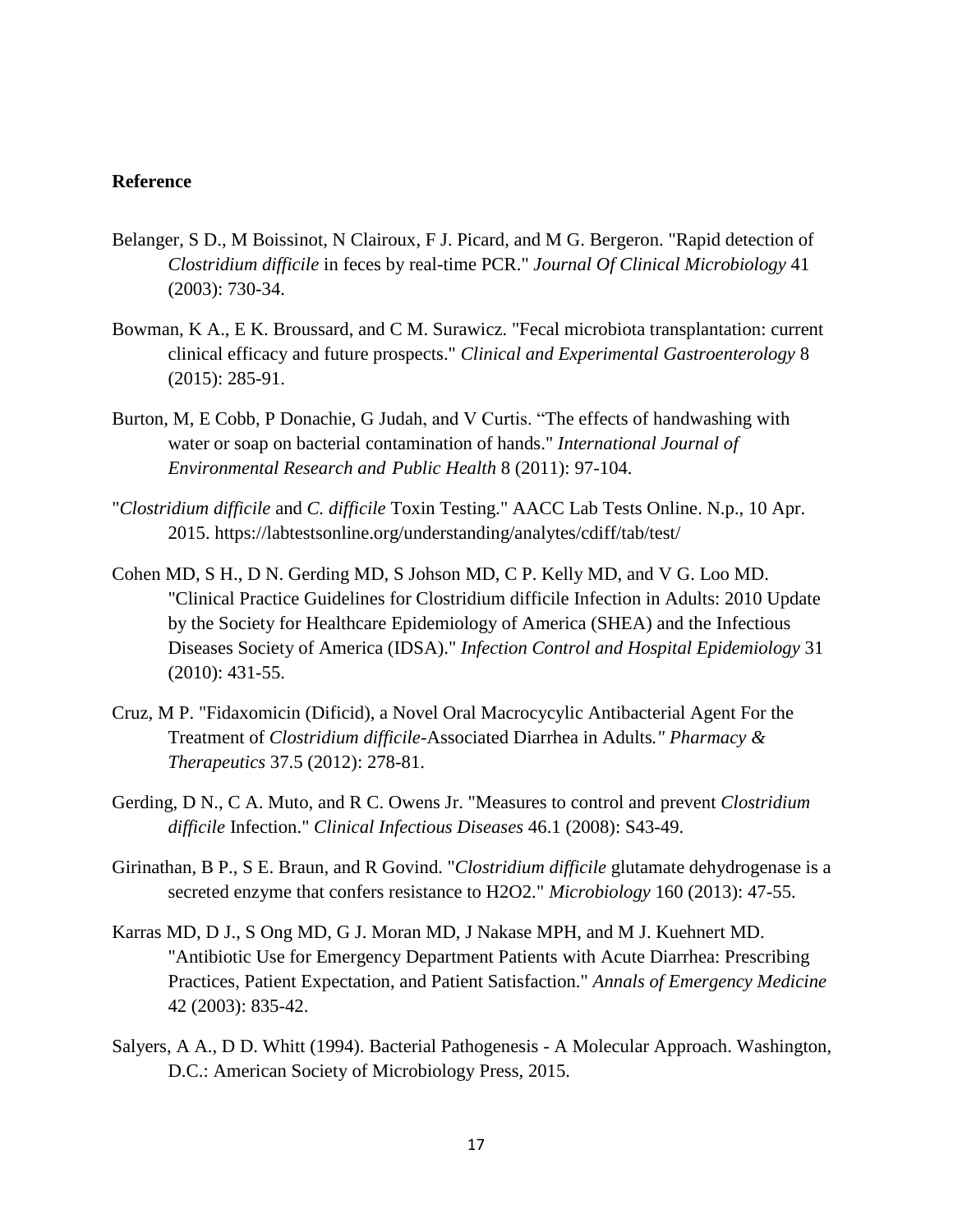**Reference**

Belanger, S D., M Boissinot, N Clairoux, F J. Picard, and M G. Bergeron. "Rapid detection of *Clostridium difficile* in feces by real-time PCR." *Journal Of Clinical Microbiology* 41 (2003): 730-34.

Bowman, K A., E K. Broussard, and C M. Surawicz. "Fecal microbiota transplantation: current clinical efficacy and future prospects." *Clinical and Experimental Gastroenterology* 8 (2015): 285-91.

Burton, M, E Cobb, P Donachie, G Judah, and V Curtis. "The effects of handwashing with water or soap on bacterial contamination of hands." *International Journal of Environmental Research and Public Health* 8 (2011): 97-104.

"*Clostridium difficile* and *C. difficile* Toxin Testing." AACC Lab Tests Online. N.p., 10 Apr. 2015. https://labtestsonline.org/understanding/analytes/cdiff/tab/test/

Cohen MD, S H., D N. Gerding MD, S Johson MD, C P. Kelly MD, and V G. Loo MD. "Clinical Practice Guidelines for Clostridium difficile Infection in Adults: 2010 Update by the Society for Healthcare Epidemiology of America (SHEA) and the Infectious Diseases Society of America (IDSA)." *Infection Control and Hospital Epidemiology* 31 (2010): 431-55.

Cruz, M P. "Fidaxomicin (Dificid), a Novel Oral Macrocycylic Antibacterial Agent For the Treatment of *Clostridium difficile*-Associated Diarrhea in Adults." *Pharmacy & Therapeutics* 37.5 (2012): 278-81.

Gerding, D N., C A. Muto, and R C. Owens Jr. "Measures to control and prevent *Clostridium difficile* Infection." *Clinical Infectious Diseases* 46.1 (2008): S43-49.

Girinathan, B P., S E. Braun, and R Govind. "*Clostridium difficile* glutamate dehydrogenase is a secreted enzyme that confers resistance to H2O2." *Microbiology* 160 (2013): 47-55.

Karras MD, D J., S Ong MD, G J. Moran MD, J Nakase MPH, and M J. Kuehnert MD. "Antibiotic Use for Emergency Department Patients with Acute Diarrhea: Prescribing Practices, Patient Expectation, and Patient Satisfaction." *Annals of Emergency Medicine* 42 (2003): 835-42.

Salyers, A A., D D. Whitt (1994). Bacterial Pathogenesis - A Molecular Approach. Washington, D.C.: American Society of Microbiology Press, 2015.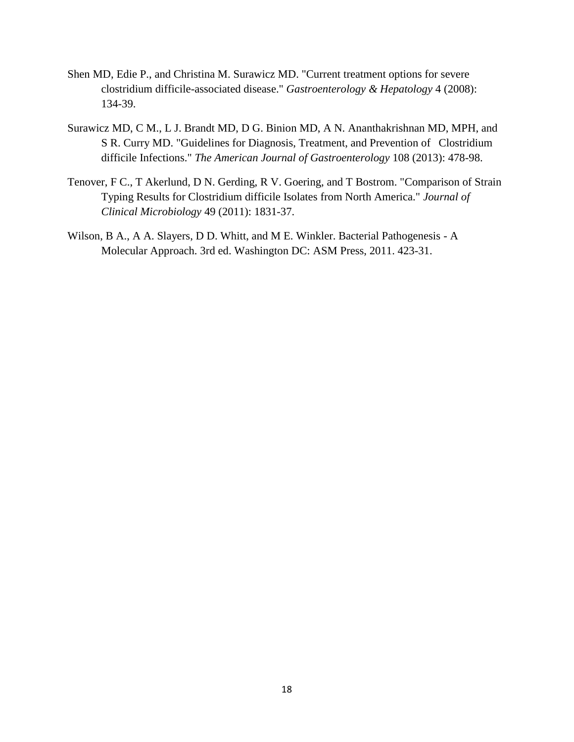Shen MD, Edie P., and Christina M. Surawicz MD. "Current treatment options for severe clostridium difficile-associated disease." *Gastroenterology & Hepatology* 4 (2008): 134-39.

Surawicz MD, C M., L J. Brandt MD, D G. Binion MD, A N. Ananthakrishnan MD, MPH, and S R. Curry MD. "Guidelines for Diagnosis, Treatment, and Prevention of Clostridium difficile Infections." *The American Journal of Gastroenterology* 108 (2013): 478-98.

Tenover, F C., T Akerlund, D N. Gerding, R V. Goering, and T Bostrom. "Comparison of Strain Typing Results for Clostridium difficile Isolates from North America." *Journal of Clinical Microbiology* 49 (2011): 1831-37.

Wilson, B A., A A. Slayers, D D. Whitt, and M E. Winkler. Bacterial Pathogenesis - A Molecular Approach. 3rd ed. Washington DC: ASM Press, 2011. 423-31.